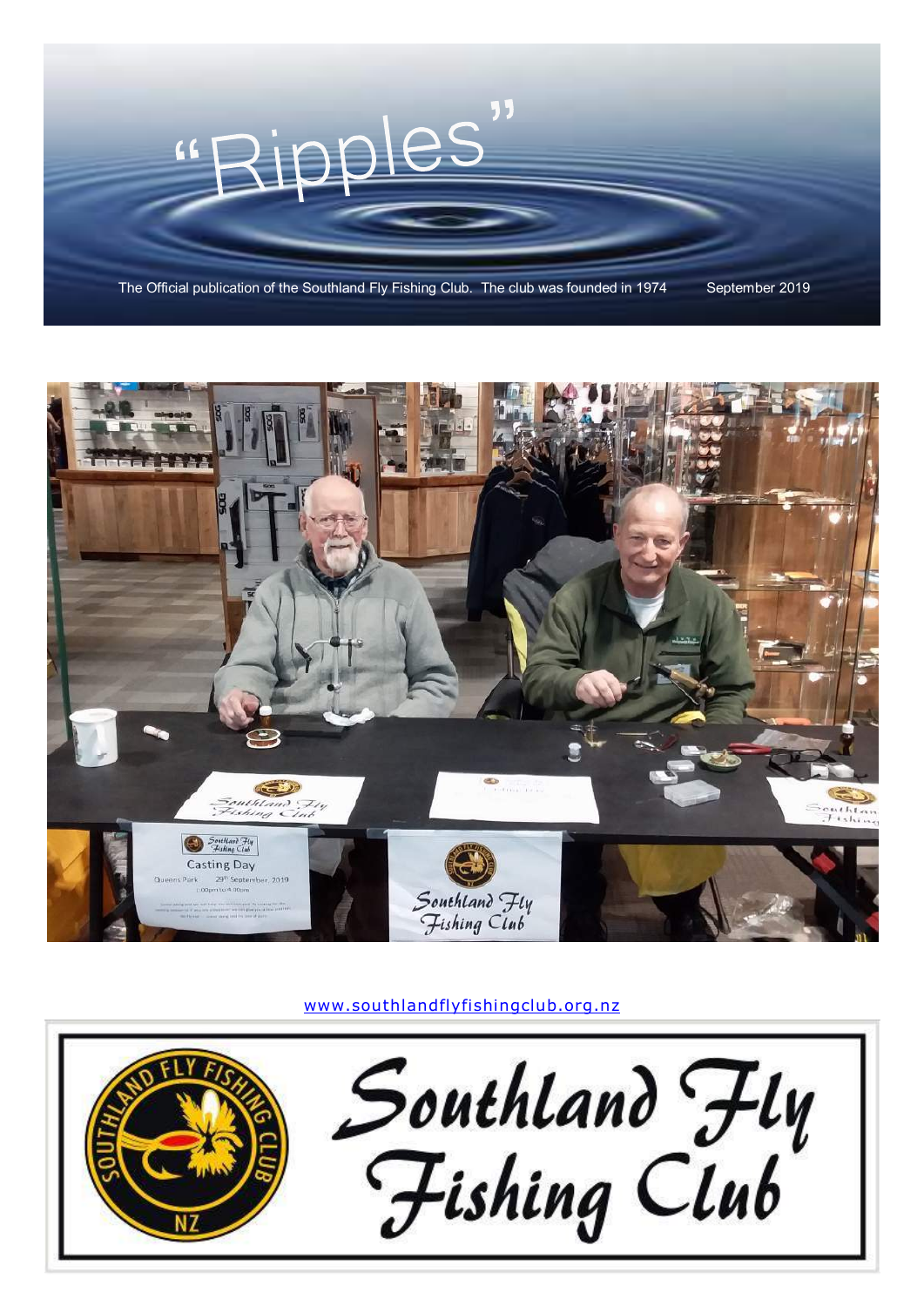# "Ripples"

The Official publication of the Southland Fly Fishing Club. The club was founded in 1974 September 2019

www.southlandflyfishingclub.org.nz

Southland Fly Fishing Club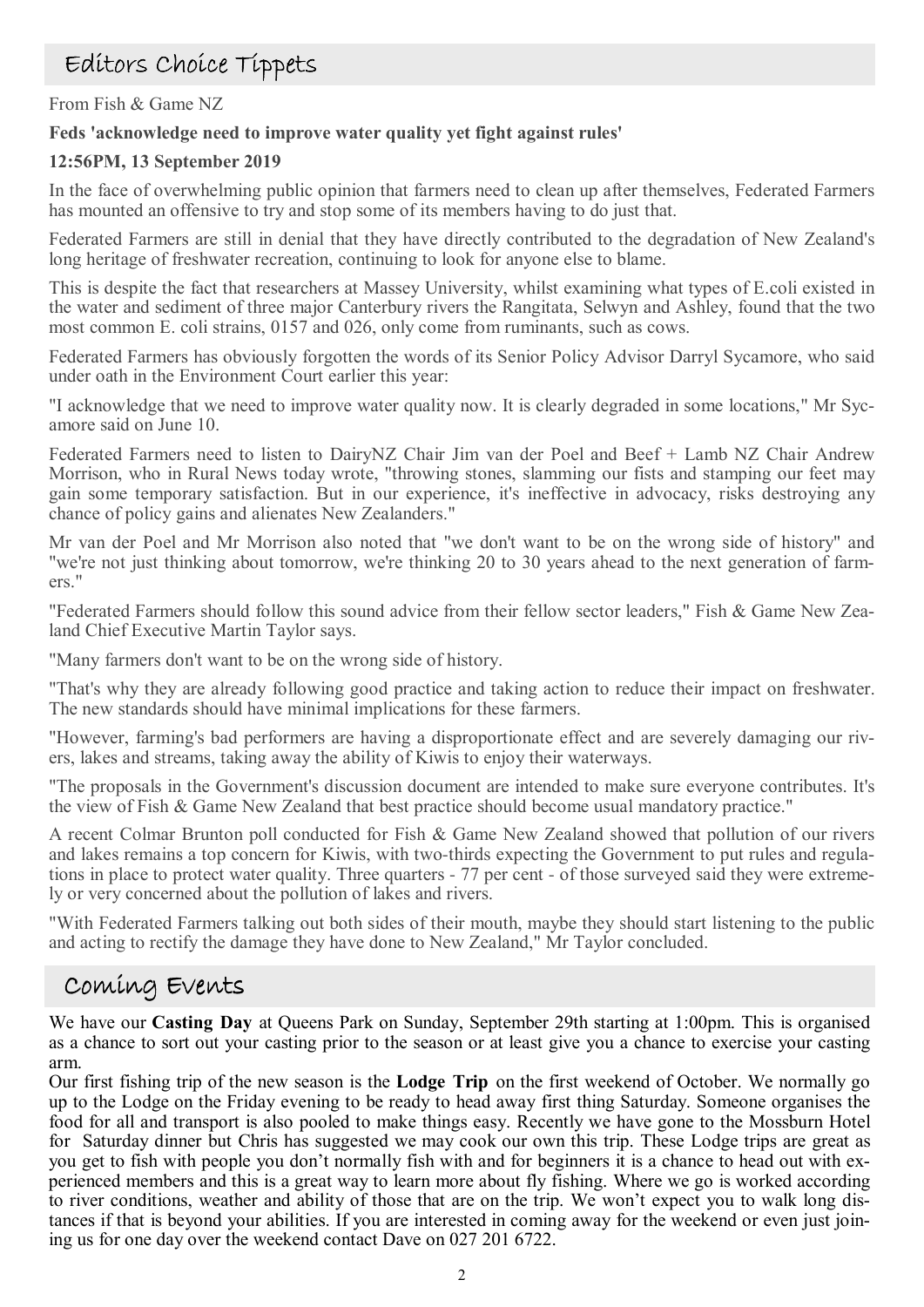## Editors Choice Tippets

From Fish & Game NZ

**Feds 'acknowledge need to improve water quality yet fight against rules'**

**12:56PM, 13 September 2019**

In the face of overwhelming public opinion that farmers need to clean up after themselves, Federated Farmers has mounted an offensive to try and stop some of its members having to do just that.

Federated Farmers are still in denial that they have directly contributed to the degradation of New Zealand's long heritage of freshwater recreation, continuing to look for anyone else to blame.

This is despite the fact that researchers at Massey University, whilst examining what types of E.coli existed in the water and sediment of three major Canterbury rivers the Rangitata, Selwyn and Ashley, found that the two most common E. coli strains, 0157 and 026, only come from ruminants, such as cows.

Federated Farmers has obviously forgotten the words of its Senior Policy Advisor Darryl Sycamore, who said under oath in the Environment Court earlier this year:

"I acknowledge that we need to improve water quality now. It is clearly degraded in some locations," Mr Sycamore said on June 10.

Federated Farmers need to listen to DairyNZ Chair Jim van der Poel and Beef + Lamb NZ Chair Andrew Morrison, who in Rural News today wrote, "throwing stones, slamming our fists and stamping our feet may gain some temporary satisfaction. But in our experience, it's ineffective in advocacy, risks destroying any chance of policy gains and alienates New Zealanders."

Mr van der Poel and Mr Morrison also noted that "we don't want to be on the wrong side of history" and "we're not just thinking about tomorrow, we're thinking 20 to 30 years ahead to the next generation of farmers."

"Federated Farmers should follow this sound advice from their fellow sector leaders," Fish & Game New Zealand Chief Executive Martin Taylor says.

"Many farmers don't want to be on the wrong side of history.

"That's why they are already following good practice and taking action to reduce their impact on freshwater. The new standards should have minimal implications for these farmers.

"However, farming's bad performers are having a disproportionate effect and are severely damaging our rivers, lakes and streams, taking away the ability of Kiwis to enjoy their waterways.

"The proposals in the Government's discussion document are intended to make sure everyone contributes. It's the view of Fish & Game New Zealand that best practice should become usual mandatory practice."

A recent Colmar Brunton poll conducted for Fish & Game New Zealand showed that pollution of our rivers and lakes remains a top concern for Kiwis, with two-thirds expecting the Government to put rules and regulations in place to protect water quality. Three quarters - 77 per cent - of those surveyed said they were extremely or very concerned about the pollution of lakes and rivers.

"With Federated Farmers talking out both sides of their mouth, maybe they should start listening to the public and acting to rectify the damage they have done to New Zealand," Mr Taylor concluded.

## Coming Events

We have our **Casting Day** at Queens Park on Sunday, September 29th starting at 1:00pm. This is organised as a chance to sort out your casting prior to the season or at least give you a chance to exercise your casting arm.

Our first fishing trip of the new season is the **Lodge Trip** on the first weekend of October. We normally go up to the Lodge on the Friday evening to be ready to head away first thing Saturday. Someone organises the food for all and transport is also pooled to make things easy. Recently we have gone to the Mossburn Hotel for Saturday dinner but Chris has suggested we may cook our own this trip. These Lodge trips are great as you get to fish with people you don't normally fish with and for beginners it is a chance to head out with experienced members and this is a great way to learn more about fly fishing. Where we go is worked according to river conditions, weather and ability of those that are on the trip. We won't expect you to walk long distances if that is beyond your abilities. If you are interested in coming away for the weekend or even just joining us for one day over the weekend contact Dave on 027 201 6722.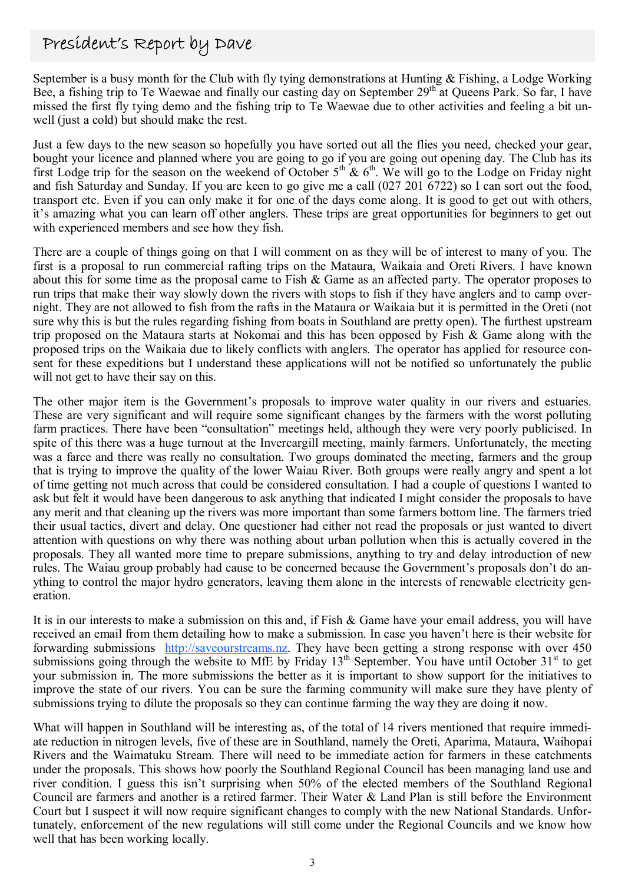# President's Report by Dave

September is a busy month for the Club with fly tying demonstrations at Hunting & Fishing, a Lodge Working Bee, a fishing trip to Te Waewae and finally our casting day on September 29th at Queens Park. So far, I have missed the first fly tying demo and the fishing trip to Te Waewae due to other activities and feeling a bit unwell (just a cold) but should make the rest.

Just a few days to the new season so hopefully you have sorted out all the flies you need, checked your gear, bought your licence and planned where you are going to go if you are going out opening day. The Club has its first Lodge trip for the season on the weekend of October 5th & 6th. We will go to the Lodge on Friday night and fish Saturday and Sunday. If you are keen to go give me a call (027 201 6722) so I can sort out the food, transport etc. Even if you can only make it for one of the days come along. It is good to get out with others, it's amazing what you can learn off other anglers. These trips are great opportunities for beginners to get out with experienced members and see how they fish.

There are a couple of things going on that I will comment on as they will be of interest to many of you. The first is a proposal to run commercial rafting trips on the Mataura, Waikaia and Oreti Rivers. I have known about this for some time as the proposal came to Fish & Game as an affected party. The operator proposes to run trips that make their way slowly down the rivers with stops to fish if they have anglers and to camp overnight. They are not allowed to fish from the rafts in the Mataura or Waikaia but it is permitted in the Oreti (not sure why this is but the rules regarding fishing from boats in Southland are pretty open). The furthest upstream trip proposed on the Mataura starts at Nokomai and this has been opposed by Fish & Game along with the proposed trips on the Waikaia due to likely conflicts with anglers. The operator has applied for resource consent for these expeditions but I understand these applications will not be notified so unfortunately the public will not get to have their say on this.

The other major item is the Government's proposals to improve water quality in our rivers and estuaries. These are very significant and will require some significant changes by the farmers with the worst polluting farm practices. There have been "consultation" meetings held, although they were very poorly publicised. In spite of this there was a huge turnout at the Invercargill meeting, mainly farmers. Unfortunately, the meeting was a farce and there was really no consultation. Two groups dominated the meeting, farmers and the group that is trying to improve the quality of the lower Waiau River. Both groups were really angry and spent a lot of time getting not much across that could be considered consultation. I had a couple of questions I wanted to ask but felt it would have been dangerous to ask anything that indicated I might consider the proposals to have any merit and that cleaning up the rivers was more important than some farmers bottom line. The farmers tried their usual tactics, divert and delay. One questioner had either not read the proposals or just wanted to divert attention with questions on why there was nothing about urban pollution when this is actually covered in the proposals. They all wanted more time to prepare submissions, anything to try and delay introduction of new rules. The Waiau group probably had cause to be concerned because the Government's proposals don't do anything to control the major hydro generators, leaving them alone in the interests of renewable electricity generation.

It is in our interests to make a submission on this and, if Fish & Game have your email address, you will have received an email from them detailing how to make a submission. In case you haven't here is their website for forwarding submissions http://saveourstreams.nz. They have been getting a strong response with over 450 submissions going through the website to MfE by Friday 13th September. You have until October 31st to get your submission in. The more submissions the better as it is important to show support for the initiatives to improve the state of our rivers. You can be sure the farming community will make sure they have plenty of submissions trying to dilute the proposals so they can continue farming the way they are doing it now.

What will happen in Southland will be interesting as, of the total of 14 rivers mentioned that require immediate reduction in nitrogen levels, five of these are in Southland, namely the Oreti, Aparima, Mataura, Waihopai Rivers and the Waimatuku Stream. There will need to be immediate action for farmers in these catchments under the proposals. This shows how poorly the Southland Regional Council has been managing land use and river condition. I guess this isn't surprising when 50% of the elected members of the Southland Regional Council are farmers and another is a retired farmer. Their Water & Land Plan is still before the Environment Court but I suspect it will now require significant changes to comply with the new National Standards. Unfortunately, enforcement of the new regulations will still come under the Regional Councils and we know how well that has been working locally.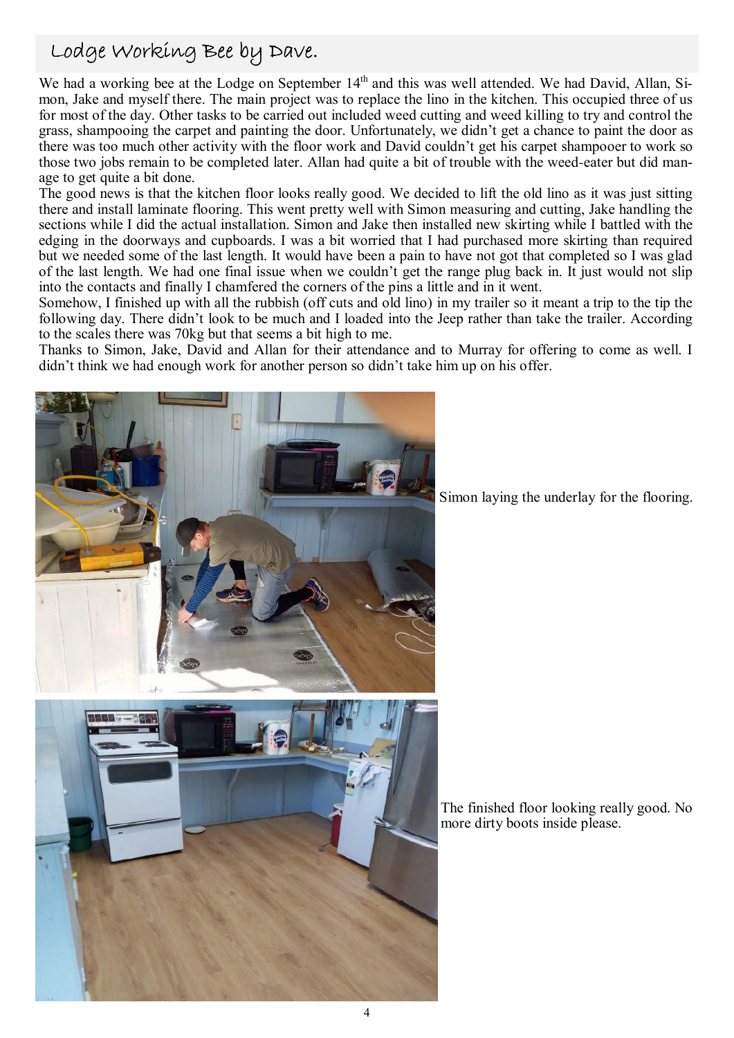## Lodge Working Bee by Dave.

We had a working bee at the Lodge on September 14th and this was well attended. We had David, Allan, Simon, Jake and myself there. The main project was to replace the lino in the kitchen. This occupied three of us for most of the day. Other tasks to be carried out included weed cutting and weed killing to try and control the grass, shampooing the carpet and painting the door. Unfortunately, we didn't get a chance to paint the door as there was too much other activity with the floor work and David couldn't get his carpet shampooer to work so those two jobs remain to be completed later. Allan had quite a bit of trouble with the weed-eater but did manage to get quite a bit done.

The good news is that the kitchen floor looks really good. We decided to lift the old lino as it was just sitting there and install laminate flooring. This went pretty well with Simon measuring and cutting, Jake handling the sections while I did the actual installation. Simon and Jake then installed new skirting while I battled with the edging in the doorways and cupboards. I was a bit worried that I had purchased more skirting than required but we needed some of the last length. It would have been a pain to have not got that completed so I was glad of the last length. We had one final issue when we couldn't get the range plug back in. It just would not slip into the contacts and finally I chamfered the corners of the pins a little and in it went.

Somehow, I finished up with all the rubbish (off cuts and old lino) in my trailer so it meant a trip to the tip the following day. There didn't look to be much and I loaded into the Jeep rather than take the trailer. According to the scales there was 70kg but that seems a bit high to me.

Thanks to Simon, Jake, David and Allan for their attendance and to Murray for offering to come as well. I didn't think we had enough work for another person so didn't take him up on his offer.

Simon laying the underlay for the flooring.

The finished floor looking really good. No more dirty boots inside please.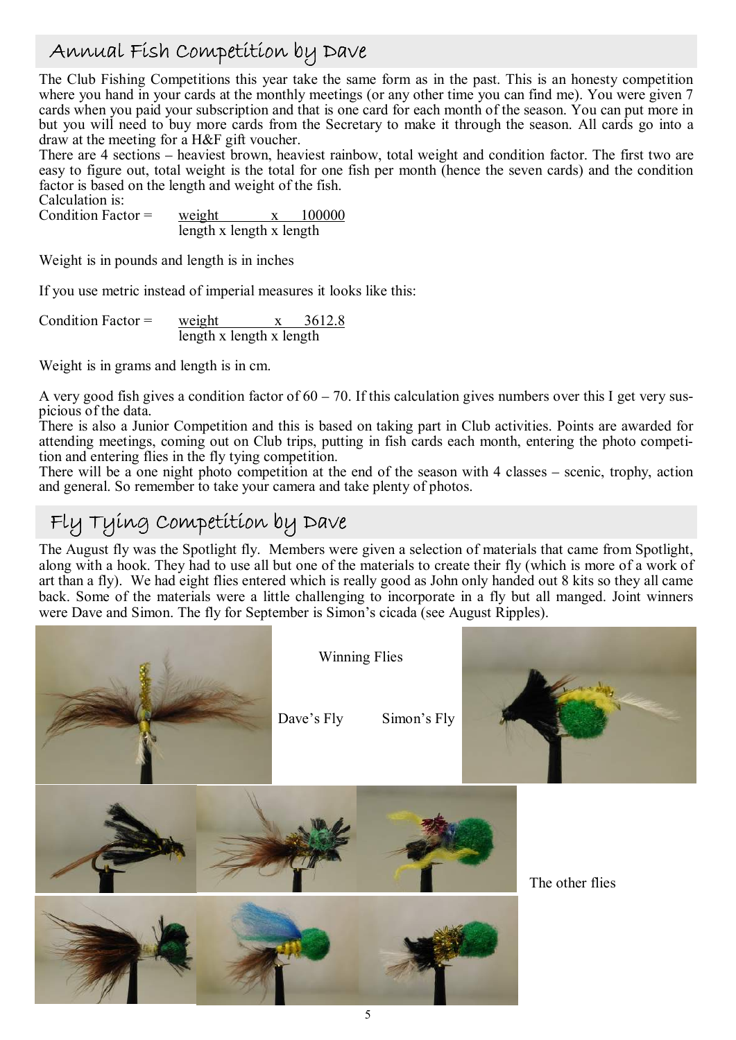## Annual Fish Competition by Dave

The Club Fishing Competitions this year take the same form as in the past. This is an honesty competition where you hand in your cards at the monthly meetings (or any other time you can find me). You were given 7 cards when you paid your subscription and that is one card for each month of the season. You can put more in but you will need to buy more cards from the Secretary to make it through the season. All cards go into a draw at the meeting for a H&F gift voucher.

There are 4 sections – heaviest brown, heaviest rainbow, total weight and condition factor. The first two are easy to figure out, total weight is the total for one fish per month (hence the seven cards) and the condition factor is based on the length and weight of the fish.

Calculation is:

$$\text{Condition Factor} = \frac{\text{weight} \times 100000}{\text{length} \times \text{length} \times \text{length}}$$

Weight is in pounds and length is in inches

If you use metric instead of imperial measures it looks like this:

$$\text{Condition Factor} = \frac{\text{weight} \times 3612.8}{\text{length} \times \text{length} \times \text{length}}$$

Weight is in grams and length is in cm.

A very good fish gives a condition factor of 60 – 70. If this calculation gives numbers over this I get very suspicious of the data.

There is also a Junior Competition and this is based on taking part in Club activities. Points are awarded for attending meetings, coming out on Club trips, putting in fish cards each month, entering the photo competition and entering flies in the fly tying competition.

There will be a one night photo competition at the end of the season with 4 classes – scenic, trophy, action and general. So remember to take your camera and take plenty of photos.

## Fly Tying Competition by Dave

The August fly was the Spotlight fly. Members were given a selection of materials that came from Spotlight, along with a hook. They had to use all but one of the materials to create their fly (which is more of a work of art than a fly). We had eight flies entered which is really good as John only handed out 8 kits so they all came back. Some of the materials were a little challenging to incorporate in a fly but all manged. Joint winners were Dave and Simon. The fly for September is Simon's cicada (see August Ripples).

Winning Flies

Dave's Fly Simon's Fly

The other flies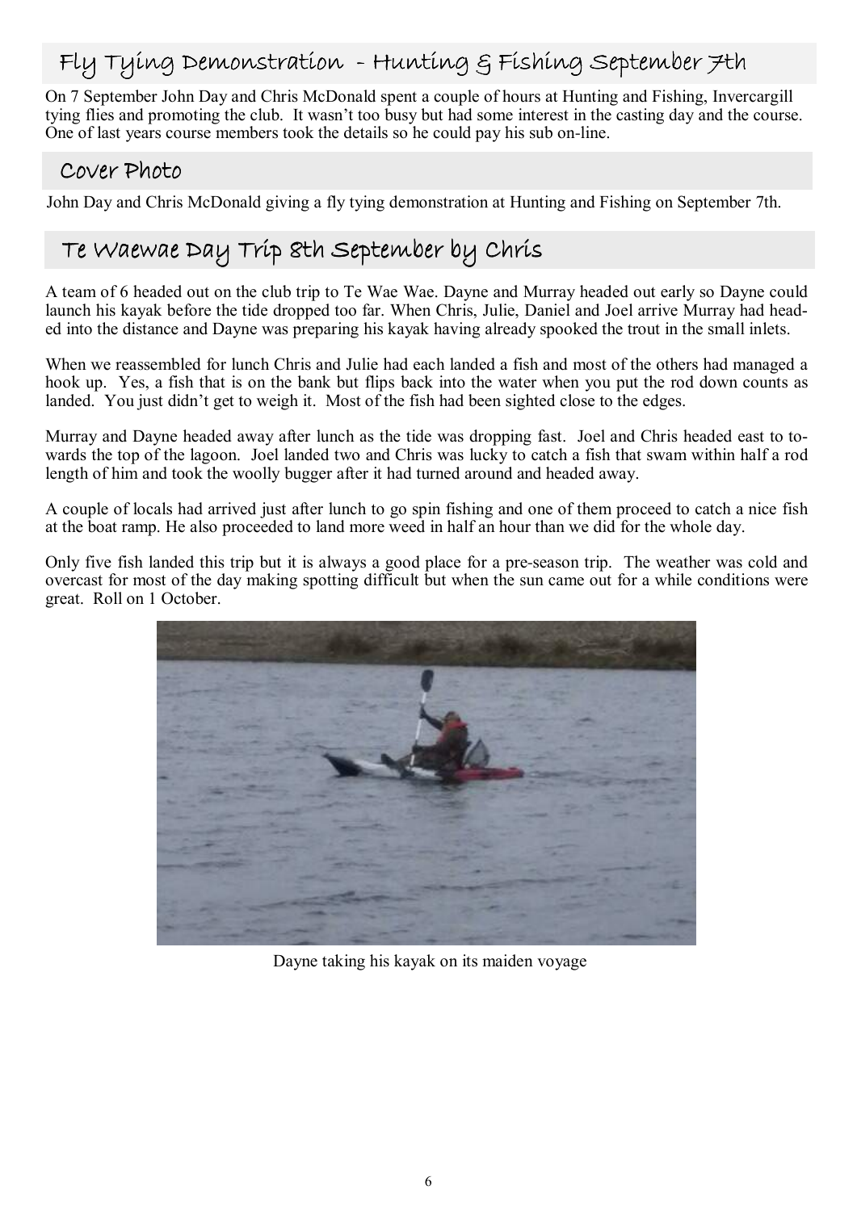## Fly Tying Demonstration - Hunting & Fishing September 7th

On 7 September John Day and Chris McDonald spent a couple of hours at Hunting and Fishing, Invercargill tying flies and promoting the club. It wasn't too busy but had some interest in the casting day and the course. One of last years course members took the details so he could pay his sub on-line.

## Cover Photo

John Day and Chris McDonald giving a fly tying demonstration at Hunting and Fishing on September 7th.

## Te Waewae Day Trip 8th September by Chris

A team of 6 headed out on the club trip to Te Wae Wae. Dayne and Murray headed out early so Dayne could launch his kayak before the tide dropped too far. When Chris, Julie, Daniel and Joel arrive Murray had headed into the distance and Dayne was preparing his kayak having already spooked the trout in the small inlets.

When we reassembled for lunch Chris and Julie had each landed a fish and most of the others had managed a hook up. Yes, a fish that is on the bank but flips back into the water when you put the rod down counts as landed. You just didn't get to weigh it. Most of the fish had been sighted close to the edges.

Murray and Dayne headed away after lunch as the tide was dropping fast. Joel and Chris headed east to towards the top of the lagoon. Joel landed two and Chris was lucky to catch a fish that swam within half a rod length of him and took the woolly bugger after it had turned around and headed away.

A couple of locals had arrived just after lunch to go spin fishing and one of them proceed to catch a nice fish at the boat ramp. He also proceeded to land more weed in half an hour than we did for the whole day.

Only five fish landed this trip but it is always a good place for a pre-season trip. The weather was cold and overcast for most of the day making spotting difficult but when the sun came out for a while conditions were great. Roll on 1 October.

Dayne taking his kayak on its maiden voyage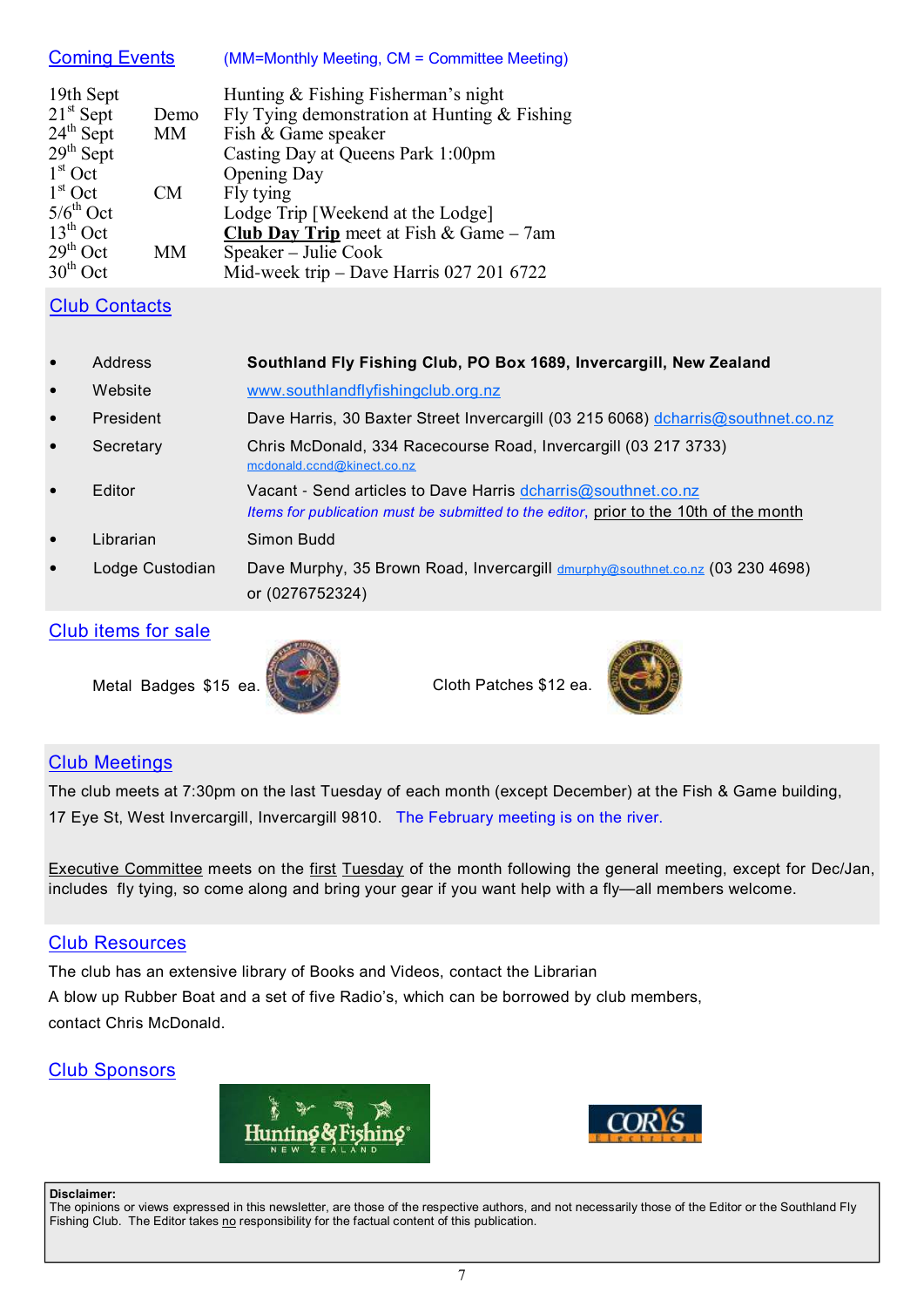## Coming Events

(MM=Monthly Meeting, CM = Committee Meeting)

| | | |
|---|---|---|
| 19th Sept | | Hunting & Fishing Fisherman's night |
| 21st Sept | Demo | Fly Tying demonstration at Hunting & Fishing |
| 24th Sept | MM | Fish & Game speaker |
| 29th Sept | | Casting Day at Queens Park 1:00pm |
| 1st Oct | | Opening Day |
| 1st Oct | CM | Fly tying |
| 5/6th Oct | | Lodge Trip [Weekend at the Lodge] |
| 13th Oct | | **Club Day Trip** meet at Fish & Game – 7am |
| 29th Oct | MM | Speaker – Julie Cook |
| 30th Oct | | Mid-week trip – Dave Harris 027 201 6722 |

## Club Contacts

- Address — **Southland Fly Fishing Club, PO Box 1689, Invercargill, New Zealand**
- Website — www.southlandflyfishingclub.org.nz
- President — Dave Harris, 30 Baxter Street Invercargill (03 215 6068) dcharris@southnet.co.nz
- Secretary — Chris McDonald, 334 Racecourse Road, Invercargill (03 217 3733) mcdonald.ccnd@kinect.co.nz
- Editor — Vacant - Send articles to Dave Harris dcharris@southnet.co.nz
  *Items for publication must be submitted to the editor*, prior to the 10th of the month
- Librarian — Simon Budd
- Lodge Custodian — Dave Murphy, 35 Brown Road, Invercargill dmurphy@southnet.co.nz (03 230 4698) or (0276752324)

## Club items for sale

Metal Badges $15 ea.

Cloth Patches $12 ea.

## Club Meetings

The club meets at 7:30pm on the last Tuesday of each month (except December) at the Fish & Game building, 17 Eye St, West Invercargill, Invercargill 9810. The February meeting is on the river.

Executive Committee meets on the first Tuesday of the month following the general meeting, except for Dec/Jan, includes fly tying, so come along and bring your gear if you want help with a fly—all members welcome.

## Club Resources

The club has an extensive library of Books and Videos, contact the Librarian

A blow up Rubber Boat and a set of five Radio's, which can be borrowed by club members, contact Chris McDonald.

## Club Sponsors

Hunting & Fishing New Zealand

CORYS Electrical

**Disclaimer:**
The opinions or views expressed in this newsletter, are those of the respective authors, and not necessarily those of the Editor or the Southland Fly Fishing Club. The Editor takes no responsibility for the factual content of this publication.